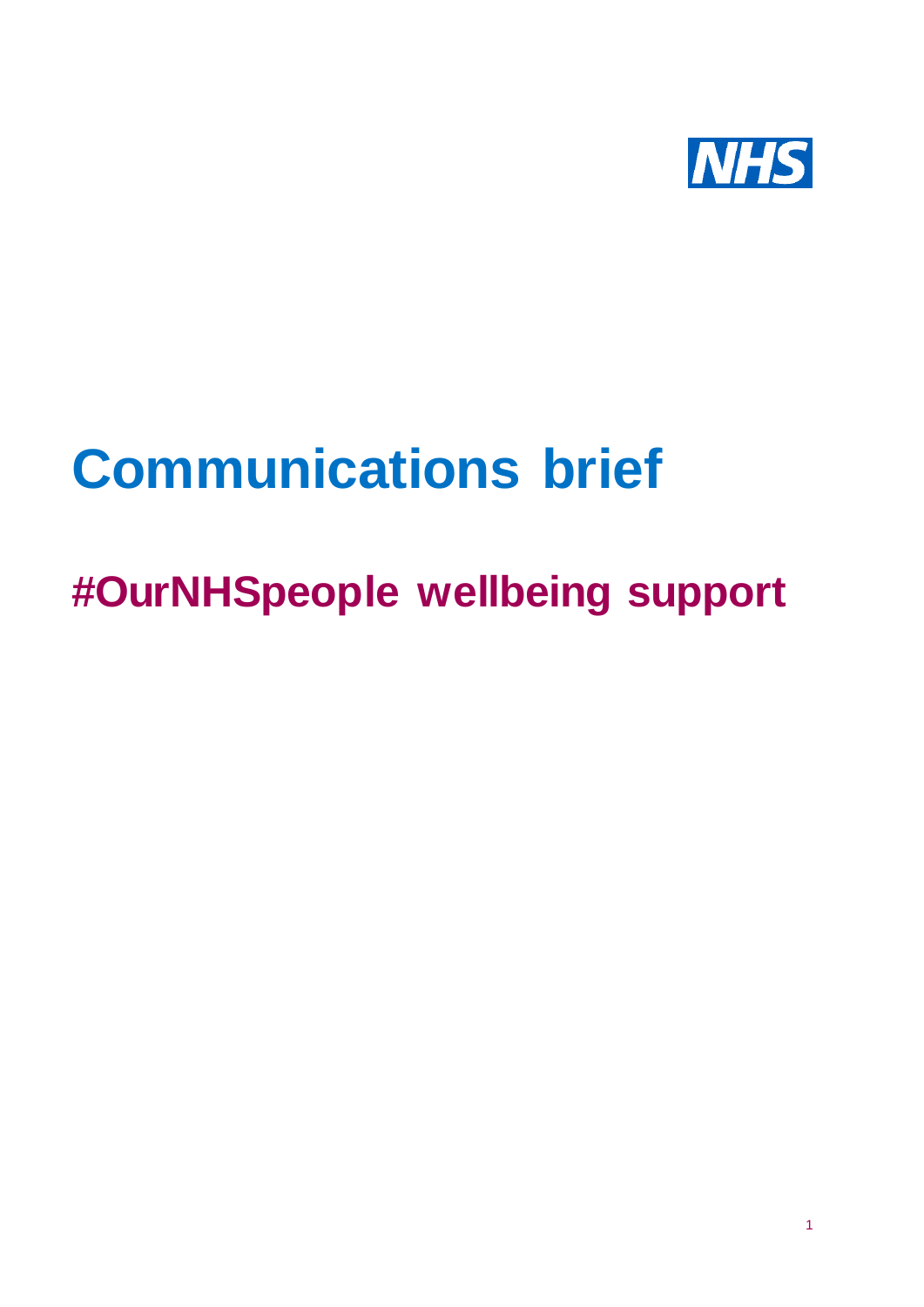NHS

# Communications brief

## #OurNHSpeople wellbeing support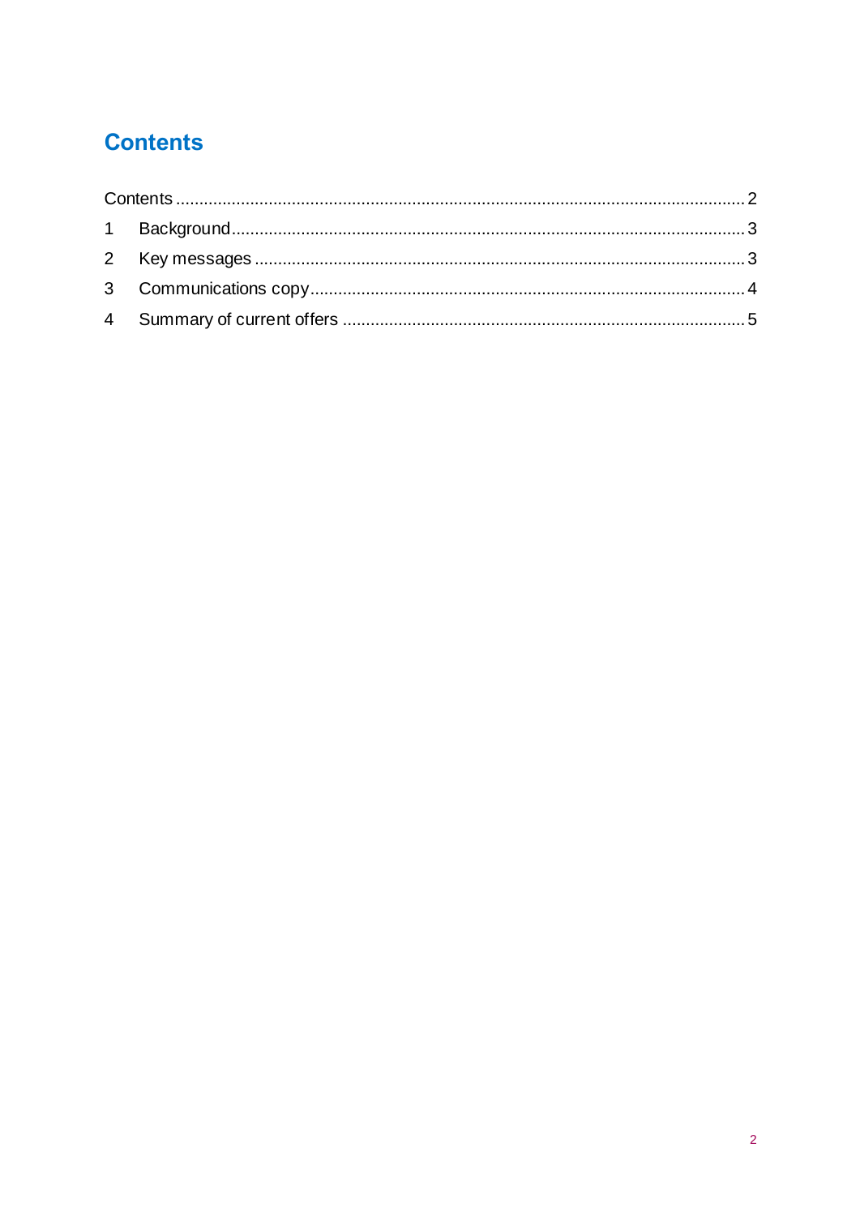# Contents

Contents ........................................................................................................................ 2

1 Background............................................................................................................. 3

2 Key messages ........................................................................................................ 3

3 Communications copy............................................................................................ 4

4 Summary of current offers ..................................................................................... 5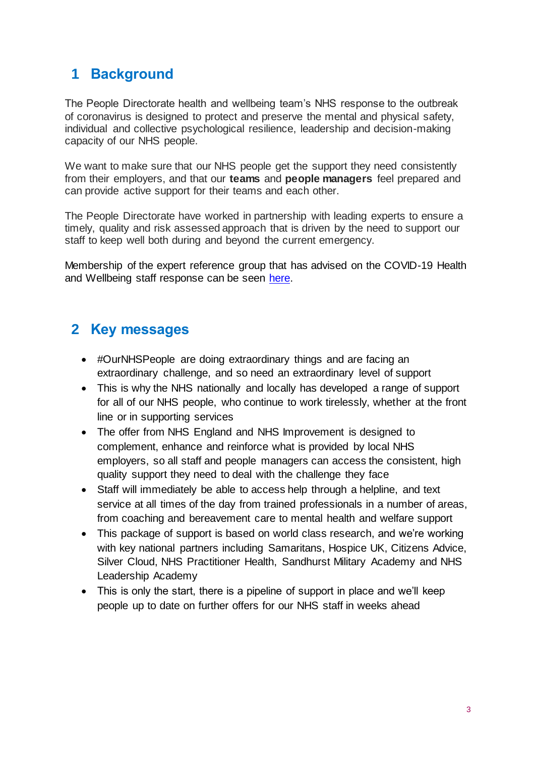## 1 Background

The People Directorate health and wellbeing team's NHS response to the outbreak of coronavirus is designed to protect and preserve the mental and physical safety, individual and collective psychological resilience, leadership and decision-making capacity of our NHS people.

We want to make sure that our NHS people get the support they need consistently from their employers, and that our **teams** and **people managers** feel prepared and can provide active support for their teams and each other.

The People Directorate have worked in partnership with leading experts to ensure a timely, quality and risk assessed approach that is driven by the need to support our staff to keep well both during and beyond the current emergency.

Membership of the expert reference group that has advised on the COVID-19 Health and Wellbeing staff response can be seen here.

## 2 Key messages

- #OurNHSPeople are doing extraordinary things and are facing an extraordinary challenge, and so need an extraordinary level of support
- This is why the NHS nationally and locally has developed a range of support for all of our NHS people, who continue to work tirelessly, whether at the front line or in supporting services
- The offer from NHS England and NHS Improvement is designed to complement, enhance and reinforce what is provided by local NHS employers, so all staff and people managers can access the consistent, high quality support they need to deal with the challenge they face
- Staff will immediately be able to access help through a helpline, and text service at all times of the day from trained professionals in a number of areas, from coaching and bereavement care to mental health and welfare support
- This package of support is based on world class research, and we're working with key national partners including Samaritans, Hospice UK, Citizens Advice, Silver Cloud, NHS Practitioner Health, Sandhurst Military Academy and NHS Leadership Academy
- This is only the start, there is a pipeline of support in place and we'll keep people up to date on further offers for our NHS staff in weeks ahead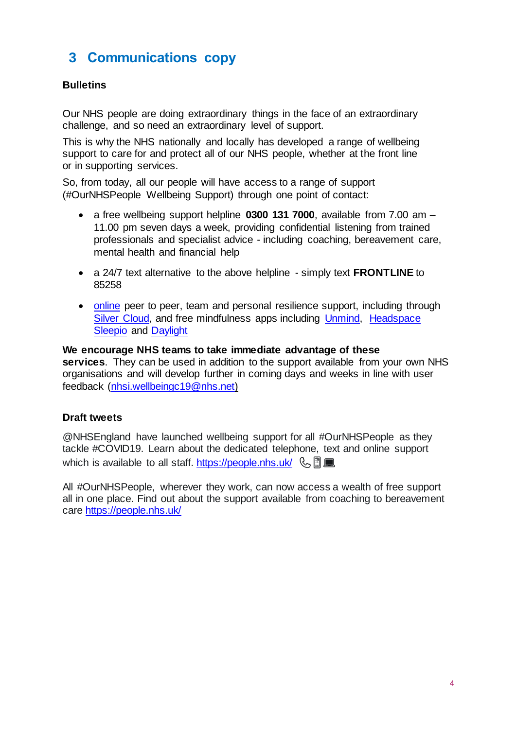## 3 Communications copy

**Bulletins**

Our NHS people are doing extraordinary things in the face of an extraordinary challenge, and so need an extraordinary level of support.

This is why the NHS nationally and locally has developed a range of wellbeing support to care for and protect all of our NHS people, whether at the front line or in supporting services.

So, from today, all our people will have access to a range of support (#OurNHSPeople Wellbeing Support) through one point of contact:

- a free wellbeing support helpline **0300 131 7000**, available from 7.00 am – 11.00 pm seven days a week, providing confidential listening from trained professionals and specialist advice - including coaching, bereavement care, mental health and financial help
- a 24/7 text alternative to the above helpline - simply text **FRONTLINE** to 85258
- online peer to peer, team and personal resilience support, including through Silver Cloud, and free mindfulness apps including Unmind, Headspace Sleepio and Daylight

**We encourage NHS teams to take immediate advantage of these services**. They can be used in addition to the support available from your own NHS organisations and will develop further in coming days and weeks in line with user feedback (nhsi.wellbeingc19@nhs.net)

**Draft tweets**

@NHSEngland have launched wellbeing support for all #OurNHSPeople as they tackle #COVID19. Learn about the dedicated telephone, text and online support which is available to all staff. https://people.nhs.uk/ 📞📱💻

All #OurNHSPeople, wherever they work, can now access a wealth of free support all in one place. Find out about the support available from coaching to bereavement care https://people.nhs.uk/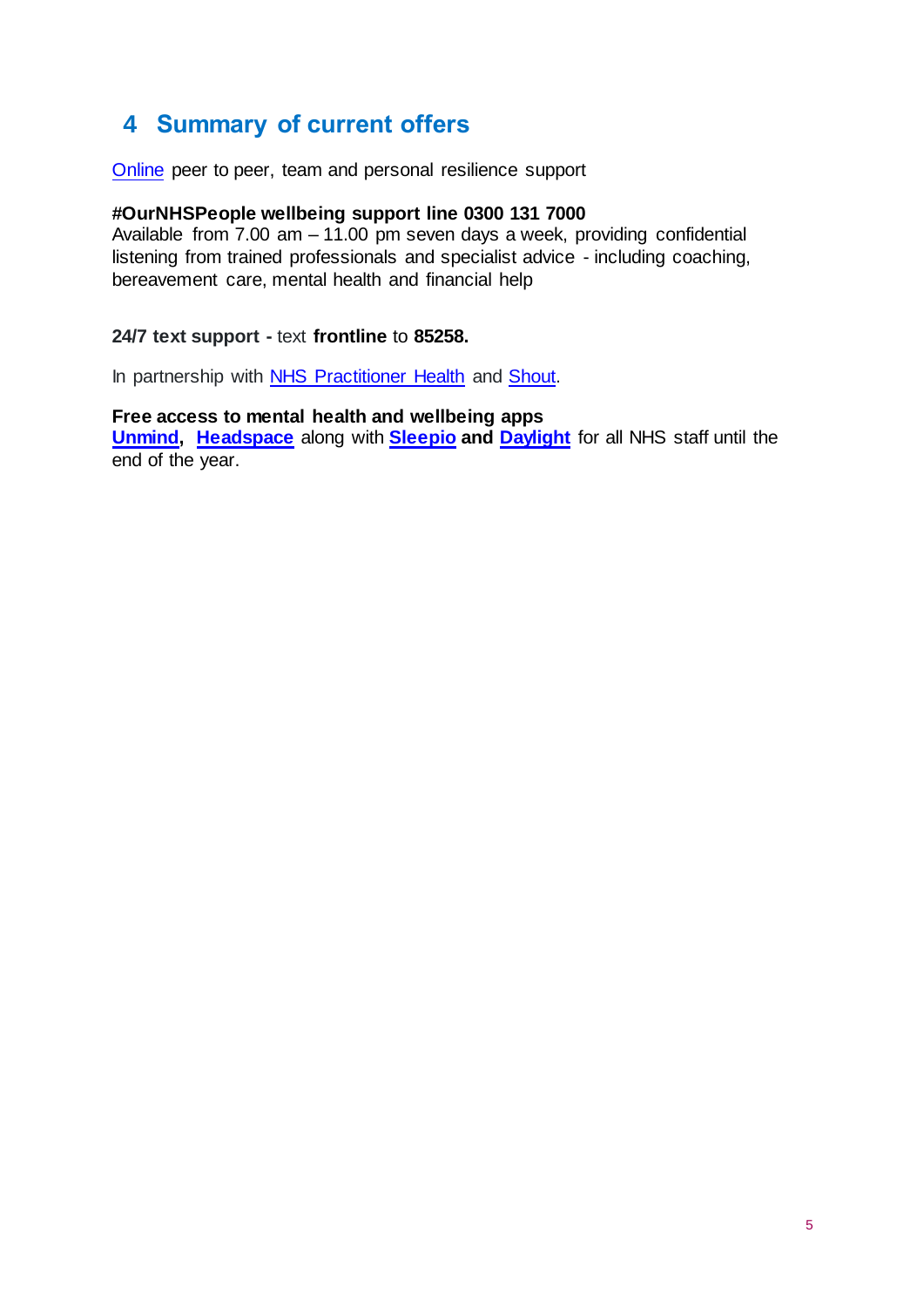## 4 Summary of current offers

Online peer to peer, team and personal resilience support

**#OurNHSPeople wellbeing support line 0300 131 7000**
Available from 7.00 am – 11.00 pm seven days a week, providing confidential listening from trained professionals and specialist advice - including coaching, bereavement care, mental health and financial help

**24/7 text support -** text **frontline** to **85258.**

In partnership with NHS Practitioner Health and Shout.

**Free access to mental health and wellbeing apps**
**Unmind**, **Headspace** along with **Sleepio and Daylight** for all NHS staff until the end of the year.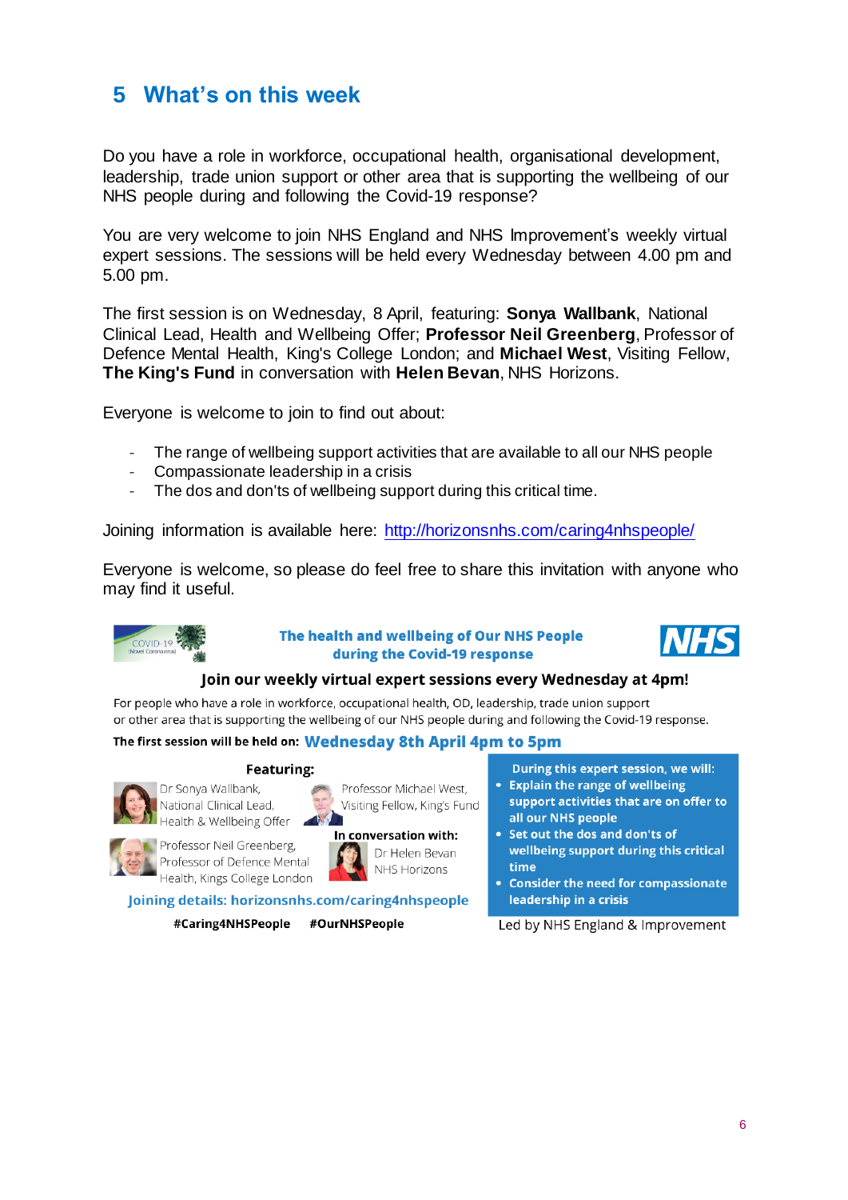## 5 What's on this week

Do you have a role in workforce, occupational health, organisational development, leadership, trade union support or other area that is supporting the wellbeing of our NHS people during and following the Covid-19 response?

You are very welcome to join NHS England and NHS Improvement's weekly virtual expert sessions. The sessions will be held every Wednesday between 4.00 pm and 5.00 pm.

The first session is on Wednesday, 8 April, featuring: **Sonya Wallbank**, National Clinical Lead, Health and Wellbeing Offer; **Professor Neil Greenberg**, Professor of Defence Mental Health, King's College London; and **Michael West**, Visiting Fellow, **The King's Fund** in conversation with **Helen Bevan**, NHS Horizons.

Everyone is welcome to join to find out about:

- The range of wellbeing support activities that are available to all our NHS people
- Compassionate leadership in a crisis
- The dos and don'ts of wellbeing support during this critical time.

Joining information is available here: http://horizonsnhs.com/caring4nhspeople/

Everyone is welcome, so please do feel free to share this invitation with anyone who may find it useful.

COVID-19 (Novel Coronavirus)

**The health and wellbeing of Our NHS People during the Covid-19 response**

NHS

**Join our weekly virtual expert sessions every Wednesday at 4pm!**

For people who have a role in workforce, occupational health, OD, leadership, trade union support or other area that is supporting the wellbeing of our NHS people during and following the Covid-19 response.

**The first session will be held on: Wednesday 8th April 4pm to 5pm**

**Featuring:**

Dr Sonya Wallbank, National Clinical Lead, Health & Wellbeing Offer

Professor Michael West, Visiting Fellow, King's Fund

Professor Neil Greenberg, Professor of Defence Mental Health, Kings College London

**In conversation with:**

Dr Helen Bevan, NHS Horizons

**Joining details: horizonsnhs.com/caring4nhspeople**

**#Caring4NHSPeople #OurNHSPeople**

**During this expert session, we will:**

- **Explain the range of wellbeing support activities that are on offer to all our NHS people**
- **Set out the dos and don'ts of wellbeing support during this critical time**
- **Consider the need for compassionate leadership in a crisis**

Led by NHS England & Improvement